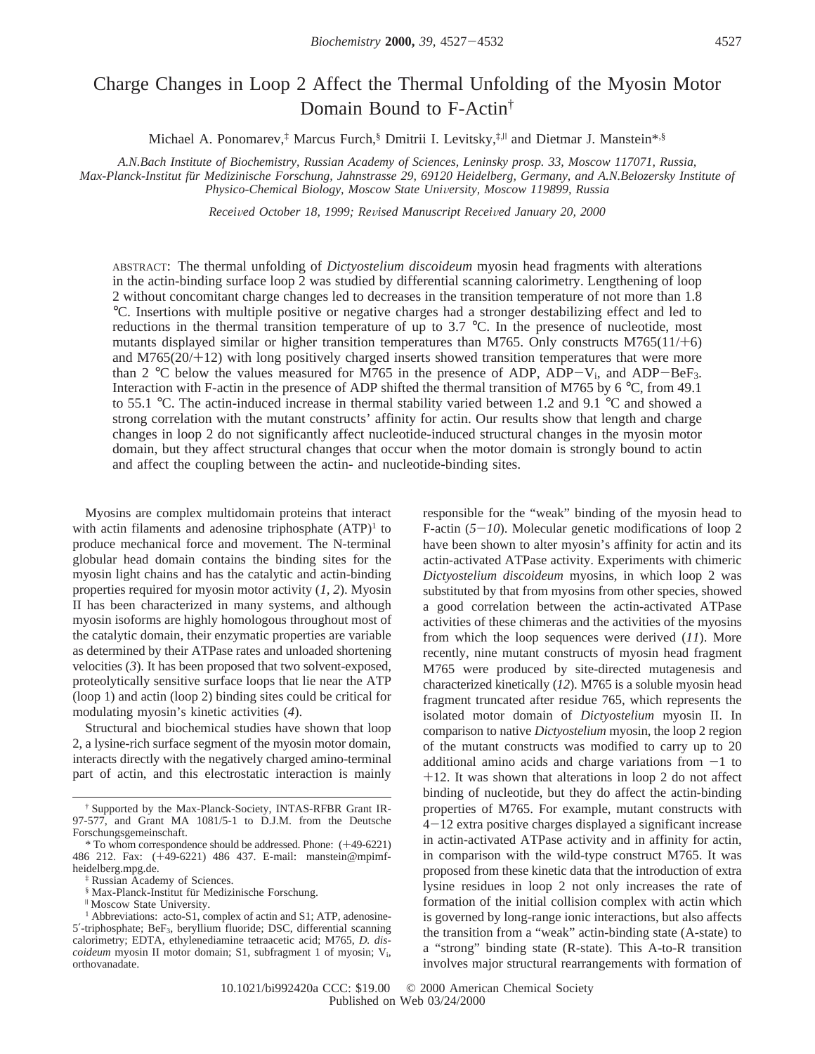# Charge Changes in Loop 2 Affect the Thermal Unfolding of the Myosin Motor Domain Bound to F-Actin[†]

Michael A. Ponomarev,[‡] Marcus Furch,[§] Dmitrii I. Levitsky,[‡,∥] and Dietmar J. Manstein*,[§]

*A.N.Bach Institute of Biochemistry, Russian Academy of Sciences, Leninsky prosp. 33, Moscow 117071, Russia, Max-Planck-Institut für Medizinische Forschung, Jahnstrasse 29, 69120 Heidelberg, Germany, and A.N.Belozersky Institute of Physico-Chemical Biology, Moscow State University, Moscow 119899, Russia*

*Received October 18, 1999; Revised Manuscript Received January 20, 2000*

ABSTRACT: The thermal unfolding of *Dictyostelium discoideum* myosin head fragments with alterations in the actin-binding surface loop 2 was studied by differential scanning calorimetry. Lengthening of loop 2 without concomitant charge changes led to decreases in the transition temperature of not more than 1.8 °C. Insertions with multiple positive or negative charges had a stronger destabilizing effect and led to reductions in the thermal transition temperature of up to 3.7 °C. In the presence of nucleotide, most mutants displayed similar or higher transition temperatures than M765. Only constructs M765(11/+6) and M765(20/+12) with long positively charged inserts showed transition temperatures that were more than 2 °C below the values measured for M765 in the presence of ADP, ADP−$V_i$, and ADP−$BeF_3$. Interaction with F-actin in the presence of ADP shifted the thermal transition of M765 by 6 °C, from 49.1 to 55.1 °C. The actin-induced increase in thermal stability varied between 1.2 and 9.1 °C and showed a strong correlation with the mutant constructs' affinity for actin. Our results show that length and charge changes in loop 2 do not significantly affect nucleotide-induced structural changes in the myosin motor domain, but they affect structural changes that occur when the motor domain is strongly bound to actin and affect the coupling between the actin- and nucleotide-binding sites.

Myosins are complex multidomain proteins that interact with actin filaments and adenosine triphosphate (ATP)[1] to produce mechanical force and movement. The N-terminal globular head domain contains the binding sites for the myosin light chains and has the catalytic and actin-binding properties required for myosin motor activity (*1, 2*). Myosin II has been characterized in many systems, and although myosin isoforms are highly homologous throughout most of the catalytic domain, their enzymatic properties are variable as determined by their ATPase rates and unloaded shortening velocities (*3*). It has been proposed that two solvent-exposed, proteolytically sensitive surface loops that lie near the ATP (loop 1) and actin (loop 2) binding sites could be critical for modulating myosin's kinetic activities (*4*).

Structural and biochemical studies have shown that loop 2, a lysine-rich surface segment of the myosin motor domain, interacts directly with the negatively charged amino-terminal part of actin, and this electrostatic interaction is mainly responsible for the "weak" binding of the myosin head to F-actin (*5−10*). Molecular genetic modifications of loop 2 have been shown to alter myosin's affinity for actin and its actin-activated ATPase activity. Experiments with chimeric *Dictyostelium discoideum* myosins, in which loop 2 was substituted by that from myosins from other species, showed a good correlation between the actin-activated ATPase activities of these chimeras and the activities of the myosins from which the loop sequences were derived (*11*). More recently, nine mutant constructs of myosin head fragment M765 were produced by site-directed mutagenesis and characterized kinetically (*12*). M765 is a soluble myosin head fragment truncated after residue 765, which represents the isolated motor domain of *Dictyostelium* myosin II. In comparison to native *Dictyostelium* myosin, the loop 2 region of the mutant constructs was modified to carry up to 20 additional amino acids and charge variations from −1 to +12. It was shown that alterations in loop 2 do not affect binding of nucleotide, but they do affect the actin-binding properties of M765. For example, mutant constructs with 4−12 extra positive charges displayed a significant increase in actin-activated ATPase activity and in affinity for actin, in comparison with the wild-type construct M765. It was proposed from these kinetic data that the introduction of extra lysine residues in loop 2 not only increases the rate of formation of the initial collision complex with actin which is governed by long-range ionic interactions, but also affects the transition from a "weak" actin-binding state (A-state) to a "strong" binding state (R-state). This A-to-R transition involves major structural rearrangements with formation of

---

[†] Supported by the Max-Planck-Society, INTAS-RFBR Grant IR-97-577, and Grant MA 1081/5-1 to D.J.M. from the Deutsche Forschungsgemeinschaft.

\* To whom correspondence should be addressed. Phone: (+49-6221) 486 212. Fax: (+49-6221) 486 437. E-mail: manstein@mpimf-heidelberg.mpg.de.

[‡] Russian Academy of Sciences.

[§] Max-Planck-Institut für Medizinische Forschung.

[∥] Moscow State University.

[1] Abbreviations: acto-S1, complex of actin and S1; ATP, adenosine-5′-triphosphate; $BeF_3$, beryllium fluoride; DSC, differential scanning calorimetry; EDTA, ethylenediamine tetraacetic acid; M765, *D. discoideum* myosin II motor domain; S1, subfragment 1 of myosin; $V_i$, orthovanadate.

10.1021/bi992420a CCC: $19.00 © 2000 American Chemical Society
Published on Web 03/24/2000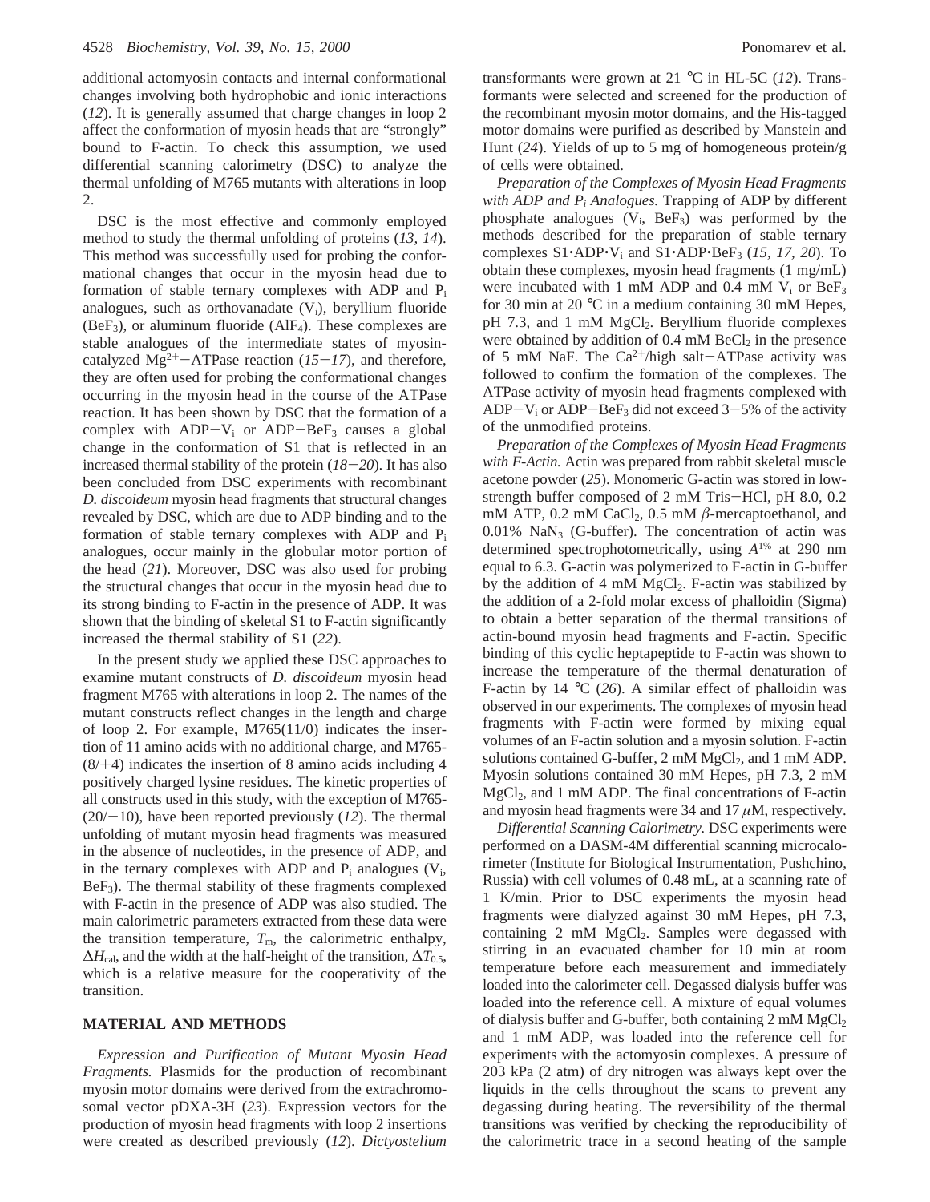additional actomyosin contacts and internal conformational changes involving both hydrophobic and ionic interactions (*12*). It is generally assumed that charge changes in loop 2 affect the conformation of myosin heads that are "strongly" bound to F-actin. To check this assumption, we used differential scanning calorimetry (DSC) to analyze the thermal unfolding of M765 mutants with alterations in loop 2.

DSC is the most effective and commonly employed method to study the thermal unfolding of proteins (*13, 14*). This method was successfully used for probing the conformational changes that occur in the myosin head due to formation of stable ternary complexes with ADP and $P_i$ analogues, such as orthovanadate ($V_i$), beryllium fluoride ($BeF_3$), or aluminum fluoride ($AlF_4$). These complexes are stable analogues of the intermediate states of myosin-catalyzed $Mg^{2+}$–ATPase reaction (*15–17*), and therefore, they are often used for probing the conformational changes occurring in the myosin head in the course of the ATPase reaction. It has been shown by DSC that the formation of a complex with ADP–$V_i$ or ADP–$BeF_3$ causes a global change in the conformation of S1 that is reflected in an increased thermal stability of the protein (*18–20*). It has also been concluded from DSC experiments with recombinant *D. discoideum* myosin head fragments that structural changes revealed by DSC, which are due to ADP binding and to the formation of stable ternary complexes with ADP and $P_i$ analogues, occur mainly in the globular motor portion of the head (*21*). Moreover, DSC was also used for probing the structural changes that occur in the myosin head due to its strong binding to F-actin in the presence of ADP. It was shown that the binding of skeletal S1 to F-actin significantly increased the thermal stability of S1 (*22*).

In the present study we applied these DSC approaches to examine mutant constructs of *D. discoideum* myosin head fragment M765 with alterations in loop 2. The names of the mutant constructs reflect changes in the length and charge of loop 2. For example, M765(11/0) indicates the insertion of 11 amino acids with no additional charge, and M765-(8/+4) indicates the insertion of 8 amino acids including 4 positively charged lysine residues. The kinetic properties of all constructs used in this study, with the exception of M765-(20/−10), have been reported previously (*12*). The thermal unfolding of mutant myosin head fragments was measured in the absence of nucleotides, in the presence of ADP, and in the ternary complexes with ADP and $P_i$ analogues ($V_i$, $BeF_3$). The thermal stability of these fragments complexed with F-actin in the presence of ADP was also studied. The main calorimetric parameters extracted from these data were the transition temperature, $T_m$, the calorimetric enthalpy, $\Delta H_{cal}$, and the width at the half-height of the transition, $\Delta T_{0.5}$, which is a relative measure for the cooperativity of the transition.

## MATERIAL AND METHODS

*Expression and Purification of Mutant Myosin Head Fragments.* Plasmids for the production of recombinant myosin motor domains were derived from the extrachromosomal vector pDXA-3H (*23*). Expression vectors for the production of myosin head fragments with loop 2 insertions were created as described previously (*12*). *Dictyostelium* transformants were grown at 21 °C in HL-5C (*12*). Transformants were selected and screened for the production of the recombinant myosin motor domains, and the His-tagged motor domains were purified as described by Manstein and Hunt (*24*). Yields of up to 5 mg of homogeneous protein/g of cells were obtained.

*Preparation of the Complexes of Myosin Head Fragments with ADP and $P_i$ Analogues.* Trapping of ADP by different phosphate analogues ($V_i$, $BeF_3$) was performed by the methods described for the preparation of stable ternary complexes S1·ADP·$V_i$ and S1·ADP·$BeF_3$ (*15, 17, 20*). To obtain these complexes, myosin head fragments (1 mg/mL) were incubated with 1 mM ADP and 0.4 mM $V_i$ or $BeF_3$ for 30 min at 20 °C in a medium containing 30 mM Hepes, pH 7.3, and 1 mM $MgCl_2$. Beryllium fluoride complexes were obtained by addition of 0.4 mM $BeCl_2$ in the presence of 5 mM NaF. The $Ca^{2+}$/high salt–ATPase activity was followed to confirm the formation of the complexes. The ATPase activity of myosin head fragments complexed with ADP–$V_i$ or ADP–$BeF_3$ did not exceed 3–5% of the activity of the unmodified proteins.

*Preparation of the Complexes of Myosin Head Fragments with F-Actin.* Actin was prepared from rabbit skeletal muscle acetone powder (*25*). Monomeric G-actin was stored in low-strength buffer composed of 2 mM Tris–HCl, pH 8.0, 0.2 mM ATP, 0.2 mM $CaCl_2$, 0.5 mM β-mercaptoethanol, and 0.01% $NaN_3$ (G-buffer). The concentration of actin was determined spectrophotometrically, using $A^{1\%}$ at 290 nm equal to 6.3. G-actin was polymerized to F-actin in G-buffer by the addition of 4 mM $MgCl_2$. F-actin was stabilized by the addition of a 2-fold molar excess of phalloidin (Sigma) to obtain a better separation of the thermal transitions of actin-bound myosin head fragments and F-actin. Specific binding of this cyclic heptapeptide to F-actin was shown to increase the temperature of the thermal denaturation of F-actin by 14 °C (*26*). A similar effect of phalloidin was observed in our experiments. The complexes of myosin head fragments with F-actin were formed by mixing equal volumes of an F-actin solution and a myosin solution. F-actin solutions contained G-buffer, 2 mM $MgCl_2$, and 1 mM ADP. Myosin solutions contained 30 mM Hepes, pH 7.3, 2 mM $MgCl_2$, and 1 mM ADP. The final concentrations of F-actin and myosin head fragments were 34 and 17 μM, respectively.

*Differential Scanning Calorimetry.* DSC experiments were performed on a DASM-4M differential scanning microcalorimeter (Institute for Biological Instrumentation, Pushchino, Russia) with cell volumes of 0.48 mL, at a scanning rate of 1 K/min. Prior to DSC experiments the myosin head fragments were dialyzed against 30 mM Hepes, pH 7.3, containing 2 mM $MgCl_2$. Samples were degassed with stirring in an evacuated chamber for 10 min at room temperature before each measurement and immediately loaded into the calorimeter cell. Degassed dialysis buffer was loaded into the reference cell. A mixture of equal volumes of dialysis buffer and G-buffer, both containing 2 mM $MgCl_2$ and 1 mM ADP, was loaded into the reference cell for experiments with the actomyosin complexes. A pressure of 203 kPa (2 atm) of dry nitrogen was always kept over the liquids in the cells throughout the scans to prevent any degassing during heating. The reversibility of the thermal transitions was verified by checking the reproducibility of the calorimetric trace in a second heating of the sample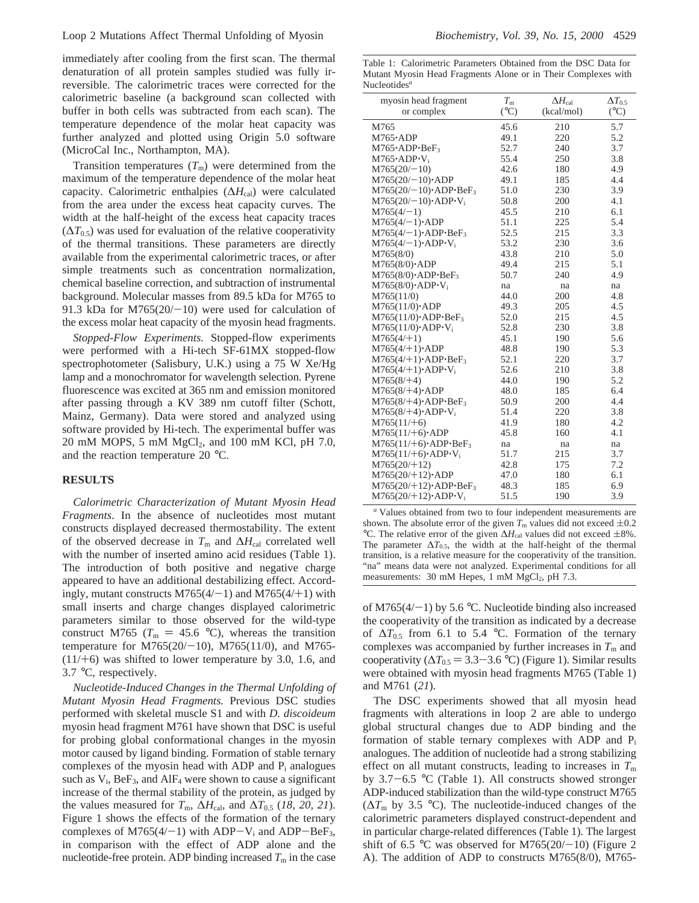immediately after cooling from the first scan. The thermal denaturation of all protein samples studied was fully irreversible. The calorimetric traces were corrected for the calorimetric baseline (a background scan collected with buffer in both cells was subtracted from each scan). The temperature dependence of the molar heat capacity was further analyzed and plotted using Origin 5.0 software (MicroCal Inc., Northampton, MA).

Transition temperatures ($T_m$) were determined from the maximum of the temperature dependence of the molar heat capacity. Calorimetric enthalpies ($\Delta H_{cal}$) were calculated from the area under the excess heat capacity curves. The width at the half-height of the excess heat capacity traces ($\Delta T_{0.5}$) was used for evaluation of the relative cooperativity of the thermal transitions. These parameters are directly available from the experimental calorimetric traces, or after simple treatments such as concentration normalization, chemical baseline correction, and subtraction of instrumental background. Molecular masses from 89.5 kDa for M765 to 91.3 kDa for M765(20/−10) were used for calculation of the excess molar heat capacity of the myosin head fragments.

*Stopped-Flow Experiments.* Stopped-flow experiments were performed with a Hi-tech SF-61MX stopped-flow spectrophotometer (Salisbury, U.K.) using a 75 W Xe/Hg lamp and a monochromator for wavelength selection. Pyrene fluorescence was excited at 365 nm and emission monitored after passing through a KV 389 nm cutoff filter (Schott, Mainz, Germany). Data were stored and analyzed using software provided by Hi-tech. The experimental buffer was 20 mM MOPS, 5 mM $MgCl_2$, and 100 mM KCl, pH 7.0, and the reaction temperature 20 °C.

## RESULTS

*Calorimetric Characterization of Mutant Myosin Head Fragments.* In the absence of nucleotides most mutant constructs displayed decreased thermostability. The extent of the observed decrease in $T_m$ and $\Delta H_{cal}$ correlated well with the number of inserted amino acid residues (Table 1). The introduction of both positive and negative charge appeared to have an additional destabilizing effect. Accordingly, mutant constructs M765(4/−1) and M765(4/+1) with small inserts and charge changes displayed calorimetric parameters similar to those observed for the wild-type construct M765 ($T_m$ = 45.6 °C), whereas the transition temperature for M765(20/−10), M765(11/0), and M765-(11/+6) was shifted to lower temperature by 3.0, 1.6, and 3.7 °C, respectively.

*Nucleotide-Induced Changes in the Thermal Unfolding of Mutant Myosin Head Fragments.* Previous DSC studies performed with skeletal muscle S1 and with *D. discoideum* myosin head fragment M761 have shown that DSC is useful for probing global conformational changes in the myosin motor caused by ligand binding. Formation of stable ternary complexes of the myosin head with ADP and $P_i$ analogues such as $V_i$, $BeF_3$, and $AlF_4$ were shown to cause a significant increase of the thermal stability of the protein, as judged by the values measured for $T_m$, $\Delta H_{cal}$, and $\Delta T_{0.5}$ (*18, 20, 21*). Figure 1 shows the effects of the formation of the ternary complexes of M765(4/−1) with ADP−$V_i$ and ADP−$BeF_3$, in comparison with the effect of ADP alone and the nucleotide-free protein. ADP binding increased $T_m$ in the case

Table 1: Calorimetric Parameters Obtained from the DSC Data for Mutant Myosin Head Fragments Alone or in Their Complexes with Nucleotides[a]

| myosin head fragment or complex | $T_m$ (°C) | $\Delta H_{cal}$ (kcal/mol) | $\Delta T_{0.5}$ (°C) |
|---|---|---|---|
| M765 | 45.6 | 210 | 5.7 |
| M765·ADP | 49.1 | 220 | 5.2 |
| M765·ADP·$BeF_3$ | 52.7 | 240 | 3.7 |
| M765·ADP·$V_i$ | 55.4 | 250 | 3.8 |
| M765(20/−10) | 42.6 | 180 | 4.9 |
| M765(20/−10)·ADP | 49.1 | 185 | 4.4 |
| M765(20/−10)·ADP·$BeF_3$ | 51.0 | 230 | 3.9 |
| M765(20/−10)·ADP·$V_i$ | 50.8 | 200 | 4.1 |
| M765(4/−1) | 45.5 | 210 | 6.1 |
| M765(4/−1)·ADP | 51.1 | 225 | 5.4 |
| M765(4/−1)·ADP·$BeF_3$ | 52.5 | 215 | 3.3 |
| M765(4/−1)·ADP·$V_i$ | 53.2 | 230 | 3.6 |
| M765(8/0) | 43.8 | 210 | 5.0 |
| M765(8/0)·ADP | 49.4 | 215 | 5.1 |
| M765(8/0)·ADP·$BeF_3$ | 50.7 | 240 | 4.9 |
| M765(8/0)·ADP·$V_i$ | na | na | na |
| M765(11/0) | 44.0 | 200 | 4.8 |
| M765(11/0)·ADP | 49.3 | 205 | 4.5 |
| M765(11/0)·ADP·$BeF_3$ | 52.0 | 215 | 4.5 |
| M765(11/0)·ADP·$V_i$ | 52.8 | 230 | 3.8 |
| M765(4/+1) | 45.1 | 190 | 5.6 |
| M765(4/+1)·ADP | 48.8 | 190 | 5.3 |
| M765(4/+1)·ADP·$BeF_3$ | 52.1 | 220 | 3.7 |
| M765(4/+1)·ADP·$V_i$ | 52.6 | 210 | 3.8 |
| M765(8/+4) | 44.0 | 190 | 5.2 |
| M765(8/+4)·ADP | 48.0 | 185 | 6.4 |
| M765(8/+4)·ADP·$BeF_3$ | 50.9 | 200 | 4.4 |
| M765(8/+4)·ADP·$V_i$ | 51.4 | 220 | 3.8 |
| M765(11/+6) | 41.9 | 180 | 4.2 |
| M765(11/+6)·ADP | 45.8 | 160 | 4.1 |
| M765(11/+6)·ADP·$BeF_3$ | na | na | na |
| M765(11/+6)·ADP·$V_i$ | 51.7 | 215 | 3.7 |
| M765(20/+12) | 42.8 | 175 | 7.2 |
| M765(20/+12)·ADP | 47.0 | 180 | 6.1 |
| M765(20/+12)·ADP·$BeF_3$ | 48.3 | 185 | 6.9 |
| M765(20/+12)·ADP·$V_i$ | 51.5 | 190 | 3.9 |

[a] Values obtained from two to four independent measurements are shown. The absolute error of the given $T_m$ values did not exceed ±0.2 °C. The relative error of the given $\Delta H_{cal}$ values did not exceed ±8%. The parameter $\Delta T_{0.5}$, the width at the half-height of the thermal transition, is a relative measure for the cooperativity of the transition. "na" means data were not analyzed. Experimental conditions for all measurements: 30 mM Hepes, 1 mM $MgCl_2$, pH 7.3.

of M765(4/−1) by 5.6 °C. Nucleotide binding also increased the cooperativity of the transition as indicated by a decrease of $\Delta T_{0.5}$ from 6.1 to 5.4 °C. Formation of the ternary complexes was accompanied by further increases in $T_m$ and cooperativity ($\Delta T_{0.5}$ = 3.3−3.6 °C) (Figure 1). Similar results were obtained with myosin head fragments M765 (Table 1) and M761 (*21*).

The DSC experiments showed that all myosin head fragments with alterations in loop 2 are able to undergo global structural changes due to ADP binding and the formation of stable ternary complexes with ADP and $P_i$ analogues. The addition of nucleotide had a strong stabilizing effect on all mutant constructs, leading to increases in $T_m$ by 3.7−6.5 °C (Table 1). All constructs showed stronger ADP-induced stabilization than the wild-type construct M765 ($\Delta T_m$ by 3.5 °C). The nucleotide-induced changes of the calorimetric parameters displayed construct-dependent and in particular charge-related differences (Table 1). The largest shift of 6.5 °C was observed for M765(20/−10) (Figure 2 A). The addition of ADP to constructs M765(8/0), M765-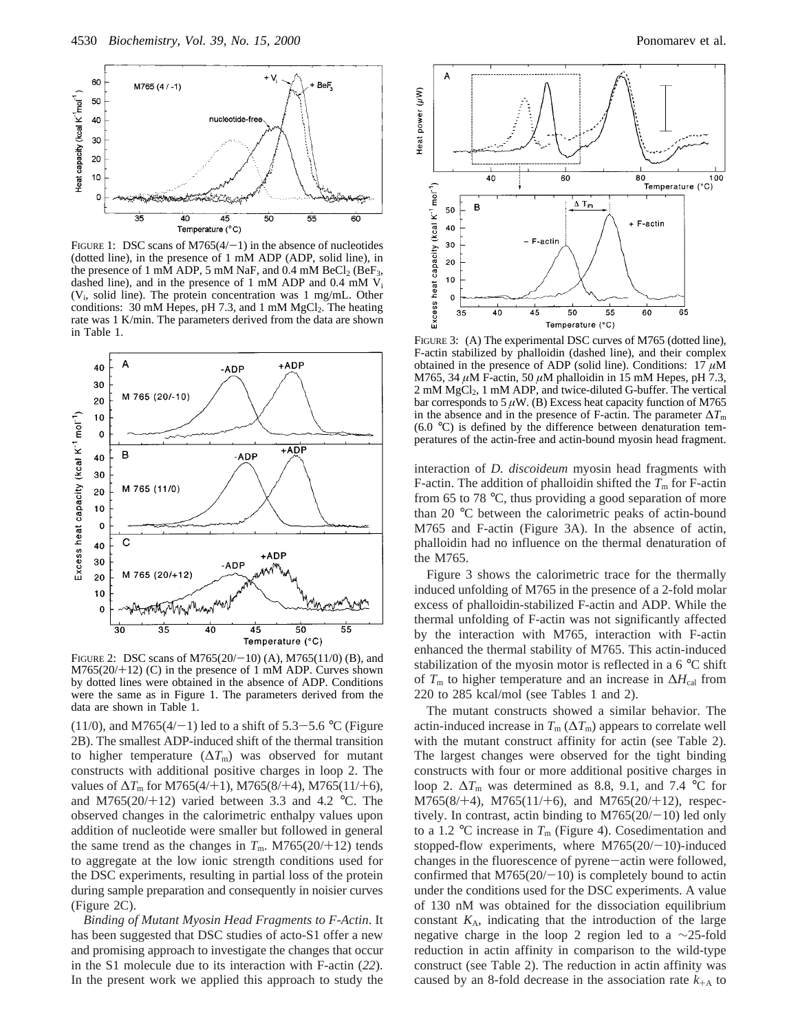FIGURE 1: DSC scans of M765(4/−1) in the absence of nucleotides (dotted line), in the presence of 1 mM ADP (ADP, solid line), in the presence of 1 mM ADP, 5 mM NaF, and 0.4 mM $BeCl_2$ ($BeF_3$, dashed line), and in the presence of 1 mM ADP and 0.4 mM $V_i$ ($V_i$, solid line). The protein concentration was 1 mg/mL. Other conditions: 30 mM Hepes, pH 7.3, and 1 mM $MgCl_2$. The heating rate was 1 K/min. The parameters derived from the data are shown in Table 1.

FIGURE 2: DSC scans of M765(20/−10) (A), M765(11/0) (B), and M765(20/+12) (C) in the presence of 1 mM ADP. Curves shown by dotted lines were obtained in the absence of ADP. Conditions were the same as in Figure 1. The parameters derived from the data are shown in Table 1.

(11/0), and M765(4/−1) led to a shift of 5.3−5.6 °C (Figure 2B). The smallest ADP-induced shift of the thermal transition to higher temperature ($\Delta T_m$) was observed for mutant constructs with additional positive charges in loop 2. The values of $\Delta T_m$ for M765(4/+1), M765(8/+4), M765(11/+6), and M765(20/+12) varied between 3.3 and 4.2 °C. The observed changes in the calorimetric enthalpy values upon addition of nucleotide were smaller but followed in general the same trend as the changes in $T_m$. M765(20/+12) tends to aggregate at the low ionic strength conditions used for the DSC experiments, resulting in partial loss of the protein during sample preparation and consequently in noisier curves (Figure 2C).

*Binding of Mutant Myosin Head Fragments to F-Actin*. It has been suggested that DSC studies of acto-S1 offer a new and promising approach to investigate the changes that occur in the S1 molecule due to its interaction with F-actin (*22*). In the present work we applied this approach to study the interaction of *D. discoideum* myosin head fragments with F-actin. The addition of phalloidin shifted the $T_m$ for F-actin from 65 to 78 °C, thus providing a good separation of more than 20 °C between the calorimetric peaks of actin-bound M765 and F-actin (Figure 3A). In the absence of actin, phalloidin had no influence on the thermal denaturation of the M765.

FIGURE 3: (A) The experimental DSC curves of M765 (dotted line), F-actin stabilized by phalloidin (dashed line), and their complex obtained in the presence of ADP (solid line). Conditions: 17 μM M765, 34 μM F-actin, 50 μM phalloidin in 15 mM Hepes, pH 7.3, 2 mM $MgCl_2$, 1 mM ADP, and twice-diluted G-buffer. The vertical bar corresponds to 5 μW. (B) Excess heat capacity function of M765 in the absence and in the presence of F-actin. The parameter $\Delta T_m$ (6.0 °C) is defined by the difference between denaturation temperatures of the actin-free and actin-bound myosin head fragment.

Figure 3 shows the calorimetric trace for the thermally induced unfolding of M765 in the presence of a 2-fold molar excess of phalloidin-stabilized F-actin and ADP. While the thermal unfolding of F-actin was not significantly affected by the interaction with M765, interaction with F-actin enhanced the thermal stability of M765. This actin-induced stabilization of the myosin motor is reflected in a 6 °C shift of $T_m$ to higher temperature and an increase in $\Delta H_{cal}$ from 220 to 285 kcal/mol (see Tables 1 and 2).

The mutant constructs showed a similar behavior. The actin-induced increase in $T_m$ ($\Delta T_m$) appears to correlate well with the mutant construct affinity for actin (see Table 2). The largest changes were observed for the tight binding constructs with four or more additional positive charges in loop 2. $\Delta T_m$ was determined as 8.8, 9.1, and 7.4 °C for M765(8/+4), M765(11/+6), and M765(20/+12), respectively. In contrast, actin binding to M765(20/−10) led only to a 1.2 °C increase in $T_m$ (Figure 4). Cosedimentation and stopped-flow experiments, where M765(20/−10)-induced changes in the fluorescence of pyrene−actin were followed, confirmed that M765(20/−10) is completely bound to actin under the conditions used for the DSC experiments. A value of 130 nM was obtained for the dissociation equilibrium constant $K_A$, indicating that the introduction of the large negative charge in the loop 2 region led to a ∼25-fold reduction in actin affinity in comparison to the wild-type construct (see Table 2). The reduction in actin affinity was caused by an 8-fold decrease in the association rate $k_{+A}$ to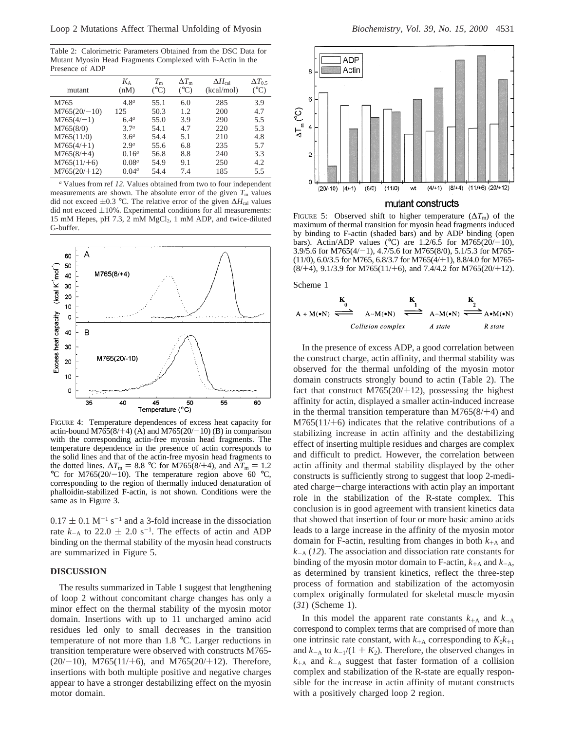Table 2: Calorimetric Parameters Obtained from the DSC Data for Mutant Myosin Head Fragments Complexed with F-Actin in the Presence of ADP

| mutant | $K_A$ (nM) | $T_m$ (°C) | $\Delta T_m$ (°C) | $\Delta H_{cal}$ (kcal/mol) | $\Delta T_{0.5}$ (°C) |
|---|---|---|---|---|---|
| M765 | 4.8[a] | 55.1 | 6.0 | 285 | 3.9 |
| M765(20/−10) | 125 | 50.3 | 1.2 | 200 | 4.7 |
| M765(4/−1) | 6.4[a] | 55.0 | 3.9 | 290 | 5.5 |
| M765(8/0) | 3.7[a] | 54.1 | 4.7 | 220 | 5.3 |
| M765(11/0) | 3.6[a] | 54.4 | 5.1 | 210 | 4.8 |
| M765(4/+1) | 2.9[a] | 55.6 | 6.8 | 235 | 5.7 |
| M765(8/+4) | 0.16[a] | 56.8 | 8.8 | 240 | 3.3 |
| M765(11/+6) | 0.08[a] | 54.9 | 9.1 | 250 | 4.2 |
| M765(20/+12) | 0.04[a] | 54.4 | 7.4 | 185 | 5.5 |

[a] Values from ref *12*. Values obtained from two to four independent measurements are shown. The absolute error of the given $T_m$ values did not exceed ±0.3 °C. The relative error of the given $\Delta H_{cal}$ values did not exceed ±10%. Experimental conditions for all measurements: 15 mM Hepes, pH 7.3, 2 mM $MgCl_2$, 1 mM ADP, and twice-diluted G-buffer.

FIGURE 4: Temperature dependences of excess heat capacity for actin-bound M765(8/+4) (A) and M765(20/−10) (B) in comparison with the corresponding actin-free myosin head fragments. The temperature dependence in the presence of actin corresponds to the solid lines and that of the actin-free myosin head fragments to the dotted lines. $\Delta T_m = 8.8$ °C for M765(8/+4), and $\Delta T_m = 1.2$ °C for M765(20/−10). The temperature region above 60 °C, corresponding to the region of thermally induced denaturation of phalloidin-stabilized F-actin, is not shown. Conditions were the same as in Figure 3.

$0.17 \pm 0.1$ $M^{-1}$ $s^{-1}$ and a 3-fold increase in the dissociation rate $k_{-A}$ to $22.0 \pm 2.0$ $s^{-1}$. The effects of actin and ADP binding on the thermal stability of the myosin head constructs are summarized in Figure 5.

## DISCUSSION

The results summarized in Table 1 suggest that lengthening of loop 2 without concomitant charge changes has only a minor effect on the thermal stability of the myosin motor domain. Insertions with up to 11 uncharged amino acid residues led only to small decreases in the transition temperature of not more than 1.8 °C. Larger reductions in transition temperature were observed with constructs M765-(20/−10), M765(11/+6), and M765(20/+12). Therefore, insertions with both multiple positive and negative charges appear to have a stronger destabilizing effect on the myosin motor domain.

FIGURE 5: Observed shift to higher temperature ($\Delta T_m$) of the maximum of thermal transition for myosin head fragments induced by binding to F-actin (shaded bars) and by ADP binding (open bars). Actin/ADP values (°C) are 1.2/6.5 for M765(20/−10), 3.9/5.6 for M765(4/−1), 4.7/5.6 for M765(8/0), 5.1/5.3 for M765-(11/0), 6.0/3.5 for M765, 6.8/3.7 for M765(4/+1), 8.8/4.0 for M765-(8/+4), 9.1/3.9 for M765(11/+6), and 7.4/4.2 for M765(20/+12).

Scheme 1

$$A + M(\bullet N) \underset{}{\overset{K_0}{\rightleftharpoons}} \underset{\text{Collision complex}}{A{-}M(\bullet N)} \overset{K_1}{\rightleftharpoons} \underset{\text{A state}}{A{-}M(\bullet N)} \overset{K_2}{\rightleftharpoons} \underset{\text{R state}}{A{\bullet}M(\bullet N)}$$

In the presence of excess ADP, a good correlation between the construct charge, actin affinity, and thermal stability was observed for the thermal unfolding of the myosin motor domain constructs strongly bound to actin (Table 2). The fact that construct M765(20/+12), possessing the highest affinity for actin, displayed a smaller actin-induced increase in the thermal transition temperature than M765(8/+4) and M765(11/+6) indicates that the relative contributions of a stabilizing increase in actin affinity and the destabilizing effect of inserting multiple residues and charges are complex and difficult to predict. However, the correlation between actin affinity and thermal stability displayed by the other constructs is sufficiently strong to suggest that loop 2-mediated charge−charge interactions with actin play an important role in the stabilization of the R-state complex. This conclusion is in good agreement with transient kinetics data that showed that insertion of four or more basic amino acids leads to a large increase in the affinity of the myosin motor domain for F-actin, resulting from changes in both $k_{+A}$ and $k_{-A}$ (*12*). The association and dissociation rate constants for binding of the myosin motor domain to F-actin, $k_{+A}$ and $k_{-A}$, as determined by transient kinetics, reflect the three-step process of formation and stabilization of the actomyosin complex originally formulated for skeletal muscle myosin (*31*) (Scheme 1).

In this model the apparent rate constants $k_{+A}$ and $k_{-A}$ correspond to complex terms that are comprised of more than one intrinsic rate constant, with $k_{+A}$ corresponding to $K_0k_{+1}$ and $k_{-A}$ to $k_{-1}/(1 + K_2)$. Therefore, the observed changes in $k_{+A}$ and $k_{-A}$ suggest that faster formation of a collision complex and stabilization of the R-state are equally responsible for the increase in actin affinity of mutant constructs with a positively charged loop 2 region.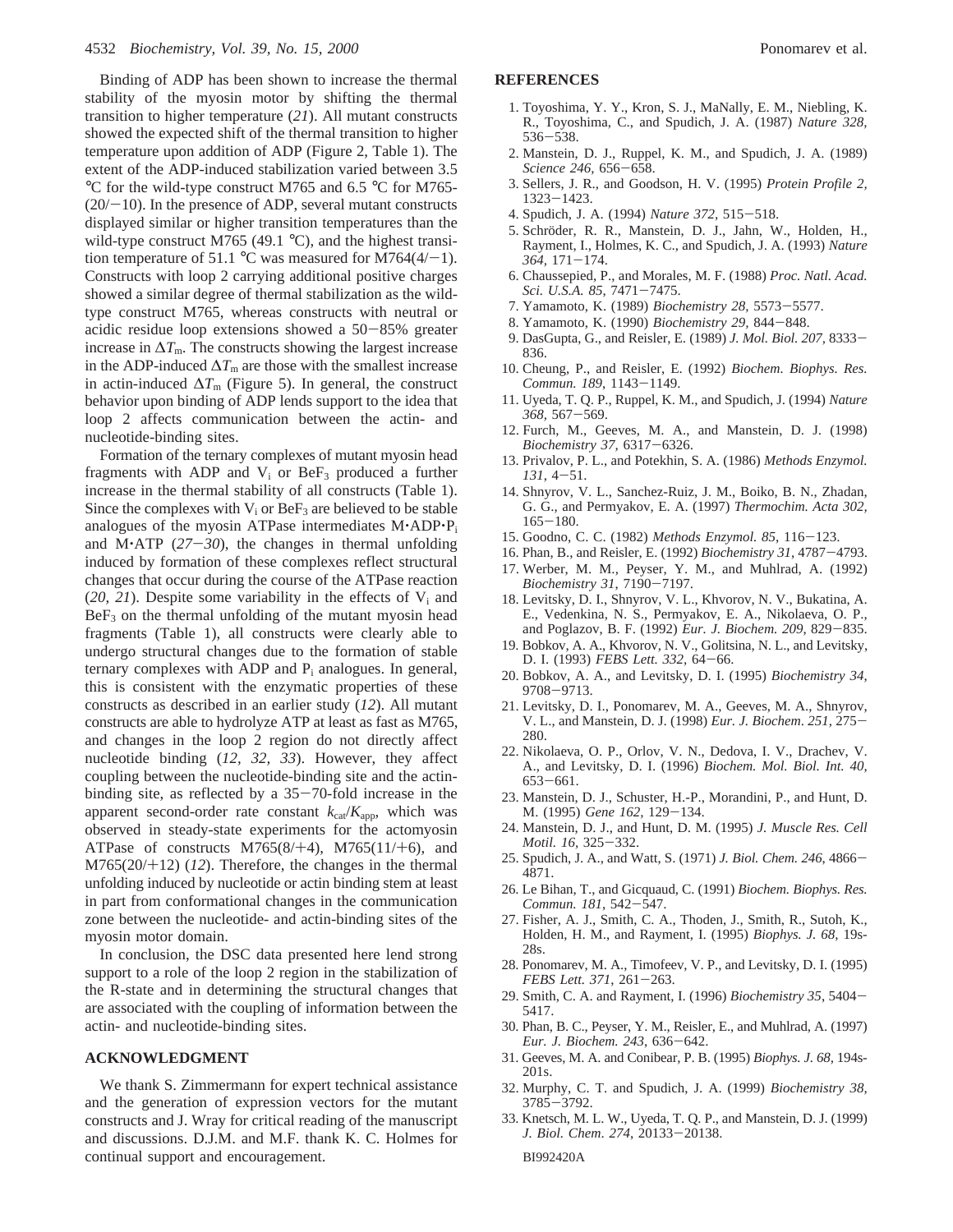Binding of ADP has been shown to increase the thermal stability of the myosin motor by shifting the thermal transition to higher temperature (*21*). All mutant constructs showed the expected shift of the thermal transition to higher temperature upon addition of ADP (Figure 2, Table 1). The extent of the ADP-induced stabilization varied between 3.5 °C for the wild-type construct M765 and 6.5 °C for M765-(20/−10). In the presence of ADP, several mutant constructs displayed similar or higher transition temperatures than the wild-type construct M765 (49.1 °C), and the highest transition temperature of 51.1 °C was measured for M764(4/−1). Constructs with loop 2 carrying additional positive charges showed a similar degree of thermal stabilization as the wild-type construct M765, whereas constructs with neutral or acidic residue loop extensions showed a 50−85% greater increase in $\Delta T_m$. The constructs showing the largest increase in the ADP-induced $\Delta T_m$ are those with the smallest increase in actin-induced $\Delta T_m$ (Figure 5). In general, the construct behavior upon binding of ADP lends support to the idea that loop 2 affects communication between the actin- and nucleotide-binding sites.

Formation of the ternary complexes of mutant myosin head fragments with ADP and $V_i$ or $BeF_3$ produced a further increase in the thermal stability of all constructs (Table 1). Since the complexes with $V_i$ or $BeF_3$ are believed to be stable analogues of the myosin ATPase intermediates M·ADP·$P_i$ and M·ATP (*27*−*30*), the changes in thermal unfolding induced by formation of these complexes reflect structural changes that occur during the course of the ATPase reaction (*20*, *21*). Despite some variability in the effects of $V_i$ and $BeF_3$ on the thermal unfolding of the mutant myosin head fragments (Table 1), all constructs were clearly able to undergo structural changes due to the formation of stable ternary complexes with ADP and $P_i$ analogues. In general, this is consistent with the enzymatic properties of these constructs as described in an earlier study (*12*). All mutant constructs are able to hydrolyze ATP at least as fast as M765, and changes in the loop 2 region do not directly affect nucleotide binding (*12*, *32*, *33*). However, they affect coupling between the nucleotide-binding site and the actin-binding site, as reflected by a 35−70-fold increase in the apparent second-order rate constant $k_{cat}/K_{app}$, which was observed in steady-state experiments for the actomyosin ATPase of constructs M765(8/+4), M765(11/+6), and M765(20/+12) (*12*). Therefore, the changes in the thermal unfolding induced by nucleotide or actin binding stem at least in part from conformational changes in the communication zone between the nucleotide- and actin-binding sites of the myosin motor domain.

In conclusion, the DSC data presented here lend strong support to a role of the loop 2 region in the stabilization of the R-state and in determining the structural changes that are associated with the coupling of information between the actin- and nucleotide-binding sites.

## ACKNOWLEDGMENT

We thank S. Zimmermann for expert technical assistance and the generation of expression vectors for the mutant constructs and J. Wray for critical reading of the manuscript and discussions. D.J.M. and M.F. thank K. C. Holmes for continual support and encouragement.

## REFERENCES

1. Toyoshima, Y. Y., Kron, S. J., MaNally, E. M., Niebling, K. R., Toyoshima, C., and Spudich, J. A. (1987) *Nature 328*, 536−538.
2. Manstein, D. J., Ruppel, K. M., and Spudich, J. A. (1989) *Science 246*, 656−658.
3. Sellers, J. R., and Goodson, H. V. (1995) *Protein Profile 2*, 1323−1423.
4. Spudich, J. A. (1994) *Nature 372*, 515−518.
5. Schröder, R. R., Manstein, D. J., Jahn, W., Holden, H., Rayment, I., Holmes, K. C., and Spudich, J. A. (1993) *Nature 364*, 171−174.
6. Chaussepied, P., and Morales, M. F. (1988) *Proc. Natl. Acad. Sci. U.S.A. 85*, 7471−7475.
7. Yamamoto, K. (1989) *Biochemistry 28*, 5573−5577.
8. Yamamoto, K. (1990) *Biochemistry 29*, 844−848.
9. DasGupta, G., and Reisler, E. (1989) *J. Mol. Biol. 207*, 8333−836.
10. Cheung, P., and Reisler, E. (1992) *Biochem. Biophys. Res. Commun. 189*, 1143−1149.
11. Uyeda, T. Q. P., Ruppel, K. M., and Spudich, J. (1994) *Nature 368*, 567−569.
12. Furch, M., Geeves, M. A., and Manstein, D. J. (1998) *Biochemistry 37*, 6317−6326.
13. Privalov, P. L., and Potekhin, S. A. (1986) *Methods Enzymol. 131*, 4−51.
14. Shnyrov, V. L., Sanchez-Ruiz, J. M., Boiko, B. N., Zhadan, G. G., and Permyakov, E. A. (1997) *Thermochim. Acta 302*, 165−180.
15. Goodno, C. C. (1982) *Methods Enzymol. 85*, 116−123.
16. Phan, B., and Reisler, E. (1992) *Biochemistry 31*, 4787−4793.
17. Werber, M. M., Peyser, Y. M., and Muhlrad, A. (1992) *Biochemistry 31*, 7190−7197.
18. Levitsky, D. I., Shnyrov, V. L., Khvorov, N. V., Bukatina, A. E., Vedenkina, N. S., Permyakov, E. A., Nikolaeva, O. P., and Poglazov, B. F. (1992) *Eur. J. Biochem. 209*, 829−835.
19. Bobkov, A. A., Khvorov, N. V., Golitsina, N. L., and Levitsky, D. I. (1993) *FEBS Lett. 332*, 64−66.
20. Bobkov, A. A., and Levitsky, D. I. (1995) *Biochemistry 34*, 9708−9713.
21. Levitsky, D. I., Ponomarev, M. A., Geeves, M. A., Shnyrov, V. L., and Manstein, D. J. (1998) *Eur. J. Biochem. 251*, 275−280.
22. Nikolaeva, O. P., Orlov, V. N., Dedova, I. V., Drachev, V. A., and Levitsky, D. I. (1996) *Biochem. Mol. Biol. Int. 40*, 653−661.
23. Manstein, D. J., Schuster, H.-P., Morandini, P., and Hunt, D. M. (1995) *Gene 162*, 129−134.
24. Manstein, D. J., and Hunt, D. M. (1995) *J. Muscle Res. Cell Motil. 16*, 325−332.
25. Spudich, J. A., and Watt, S. (1971) *J. Biol. Chem. 246*, 4866−4871.
26. Le Bihan, T., and Gicquaud, C. (1991) *Biochem. Biophys. Res. Commun. 181*, 542−547.
27. Fisher, A. J., Smith, C. A., Thoden, J., Smith, R., Sutoh, K., Holden, H. M., and Rayment, I. (1995) *Biophys. J. 68*, 19s-28s.
28. Ponomarev, M. A., Timofeev, V. P., and Levitsky, D. I. (1995) *FEBS Lett. 371*, 261−263.
29. Smith, C. A. and Rayment, I. (1996) *Biochemistry 35*, 5404−5417.
30. Phan, B. C., Peyser, Y. M., Reisler, E., and Muhlrad, A. (1997) *Eur. J. Biochem. 243*, 636−642.
31. Geeves, M. A. and Conibear, P. B. (1995) *Biophys. J. 68*, 194s-201s.
32. Murphy, C. T. and Spudich, J. A. (1999) *Biochemistry 38*, 3785−3792.
33. Knetsch, M. L. W., Uyeda, T. Q. P., and Manstein, D. J. (1999) *J. Biol. Chem. 274*, 20133−20138.

BI992420A